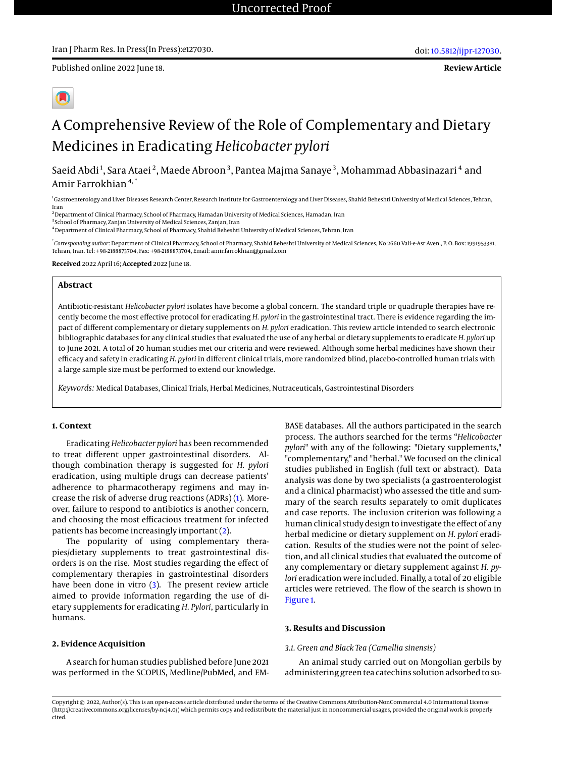Uncorrected Proof

Published online 2022 June 18.

**Review Article**

# A Comprehensive Review of the Role of Complementary and Dietary Medicines in Eradicating *Helicobacter pylori*

Saeid Abdi[1], Sara Ataei[2], Maede Abroon[3], Pantea Majma Sanaye[3], Mohammad Abbasinazari[4] and Amir Farrokhian[4,*]

[1]Gastroenterology and Liver Diseases Research Center, Research Institute for Gastroenterology and Liver Diseases, Shahid Beheshti University of Medical Sciences, Tehran, Iran
[2]Department of Clinical Pharmacy, School of Pharmacy, Hamadan University of Medical Sciences, Hamadan, Iran
[3]School of Pharmacy, Zanjan University of Medical Sciences, Zanjan, Iran
[4]Department of Clinical Pharmacy, School of Pharmacy, Shahid Beheshti University of Medical Sciences, Tehran, Iran

[*]*Corresponding author*: Department of Clinical Pharmacy, School of Pharmacy, Shahid Beheshti University of Medical Sciences, No 2660 Vali-e-Asr Aven., P. O. Box: 1991953381, Tehran, Iran. Tel: +98-2188873704, Fax: +98-2188873704, Email: amir.farrokhian@gmail.com

**Received** 2022 April 16; **Accepted** 2022 June 18.

## Abstract

Antibiotic-resistant *Helicobacter pylori* isolates have become a global concern. The standard triple or quadruple therapies have recently become the most effective protocol for eradicating *H. pylori* in the gastrointestinal tract. There is evidence regarding the impact of different complementary or dietary supplements on *H. pylori* eradication. This review article intended to search electronic bibliographic databases for any clinical studies that evaluated the use of any herbal or dietary supplements to eradicate *H. pylori* up to June 2021. A total of 20 human studies met our criteria and were reviewed. Although some herbal medicines have shown their efficacy and safety in eradicating *H. pylori* in different clinical trials, more randomized blind, placebo-controlled human trials with a large sample size must be performed to extend our knowledge.

*Keywords:* Medical Databases, Clinical Trials, Herbal Medicines, Nutraceuticals, Gastrointestinal Disorders

## 1. Context

Eradicating *Helicobacter pylori* has been recommended to treat different upper gastrointestinal disorders. Although combination therapy is suggested for *H. pylori* eradication, using multiple drugs can decrease patients' adherence to pharmacotherapy regimens and may increase the risk of adverse drug reactions (ADRs) (1). Moreover, failure to respond to antibiotics is another concern, and choosing the most efficacious treatment for infected patients has become increasingly important (2).

The popularity of using complementary therapies/dietary supplements to treat gastrointestinal disorders is on the rise. Most studies regarding the effect of complementary therapies in gastrointestinal disorders have been done in vitro (3). The present review article aimed to provide information regarding the use of dietary supplements for eradicating *H. Pylori*, particularly in humans.

## 2. Evidence Acquisition

A search for human studies published before June 2021 was performed in the SCOPUS, Medline/PubMed, and EMBASE databases. All the authors participated in the search process. The authors searched for the terms "*Helicobacter pylori*" with any of the following: "Dietary supplements," "complementary," and "herbal." We focused on the clinical studies published in English (full text or abstract). Data analysis was done by two specialists (a gastroenterologist and a clinical pharmacist) who assessed the title and summary of the search results separately to omit duplicates and case reports. The inclusion criterion was following a human clinical study design to investigate the effect of any herbal medicine or dietary supplement on *H. pylori* eradication. Results of the studies were not the point of selection, and all clinical studies that evaluated the outcome of any complementary or dietary supplement against *H. pylori* eradication were included. Finally, a total of 20 eligible articles were retrieved. The flow of the search is shown in Figure 1.

## 3. Results and Discussion

### 3.1. Green and Black Tea (*Camellia sinensis*)

An animal study carried out on Mongolian gerbils by administering green tea catechins solution adsorbed to su-

Copyright © 2022, Author(s). This is an open-access article distributed under the terms of the Creative Commons Attribution-NonCommercial 4.0 International License (http://creativecommons.org/licenses/by-nc/4.0/) which permits copy and redistribute the material just in noncommercial usages, provided the original work is properly cited.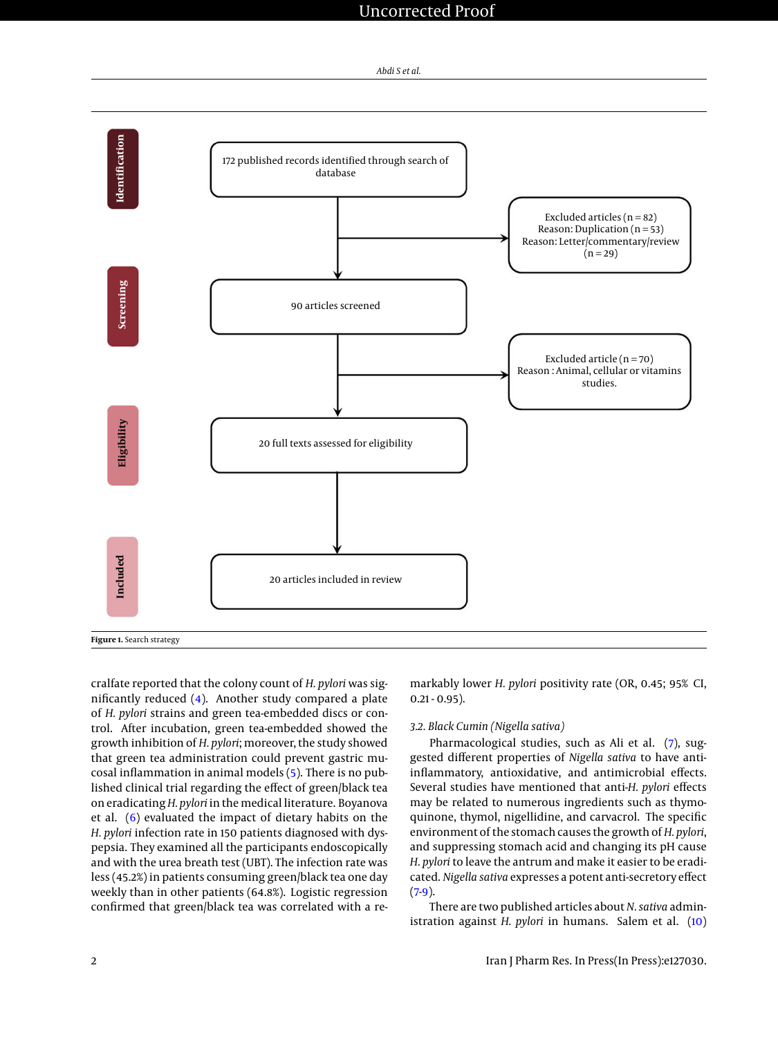| | | | |
|---|---|---|---|
| Identification | 172 published records identified through search of database | → | Excluded articles (n = 82) Reason: Duplication (n = 53) Reason: Letter/commentary/review (n = 29) |
| Screening | 90 articles screened | → | Excluded article (n = 70) Reason : Animal, cellular or vitamins studies. |
| Eligibility | 20 full texts assessed for eligibility | | |
| Included | 20 articles included in review | | |

**Figure 1.** Search strategy

cralfate reported that the colony count of *H. pylori* was significantly reduced (4). Another study compared a plate of *H. pylori* strains and green tea-embedded discs or control. After incubation, green tea-embedded showed the growth inhibition of *H. pylori*; moreover, the study showed that green tea administration could prevent gastric mucosal inflammation in animal models (5). There is no published clinical trial regarding the effect of green/black tea on eradicating *H. pylori* in the medical literature. Boyanova et al. (6) evaluated the impact of dietary habits on the *H. pylori* infection rate in 150 patients diagnosed with dyspepsia. They examined all the participants endoscopically and with the urea breath test (UBT). The infection rate was less (45.2%) in patients consuming green/black tea one day weekly than in other patients (64.8%). Logistic regression confirmed that green/black tea was correlated with a remarkably lower *H. pylori* positivity rate (OR, 0.45; 95% CI, 0.21 - 0.95).

### 3.2. Black Cumin (Nigella sativa)

Pharmacological studies, such as Ali et al. (7), suggested different properties of *Nigella sativa* to have anti-inflammatory, antioxidative, and antimicrobial effects. Several studies have mentioned that anti-*H. pylori* effects may be related to numerous ingredients such as thymoquinone, thymol, nigellidine, and carvacrol. The specific environment of the stomach causes the growth of *H. pylori*, and suppressing stomach acid and changing its pH cause *H. pylori* to leave the antrum and make it easier to be eradicated. *Nigella sativa* expresses a potent anti-secretory effect (7-9).

There are two published articles about *N. sativa* administration against *H. pylori* in humans. Salem et al. (10)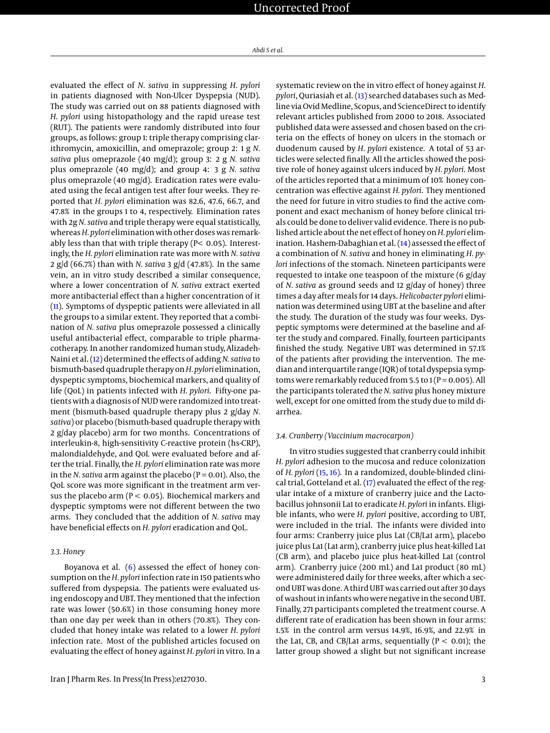evaluated the effect of *N. sativa* in suppressing *H. pylori* in patients diagnosed with Non-Ulcer Dyspepsia (NUD). The study was carried out on 88 patients diagnosed with *H. pylori* using histopathology and the rapid urease test (RUT). The patients were randomly distributed into four groups, as follows: group 1: triple therapy comprising clarithromycin, amoxicillin, and omeprazole; group 2: 1 g *N. sativa* plus omeprazole (40 mg/d); group 3: 2 g *N. sativa* plus omeprazole (40 mg/d); and group 4: 3 g *N. sativa* plus omeprazole (40 mg/d). Eradication rates were evaluated using the fecal antigen test after four weeks. They reported that *H. pylori* elimination was 82.6, 47.6, 66.7, and 47.8% in the groups 1 to 4, respectively. Elimination rates with 2g *N. sativa* and triple therapy were equal statistically, whereas *H. pylori* elimination with other doses was remarkably less than that with triple therapy ($P < 0.05$). Interestingly, the *H. pylori* elimination rate was more with *N. sativa* 2 g/d (66.7%) than with *N. sativa* 3 g/d (47.8%). In the same vein, an in vitro study described a similar consequence, where a lower concentration of *N. sativa* extract exerted more antibacterial effect than a higher concentration of it (11). Symptoms of dyspeptic patients were alleviated in all the groups to a similar extent. They reported that a combination of *N. sativa* plus omeprazole possessed a clinically useful antibacterial effect, comparable to triple pharmacotherapy. In another randomized human study, Alizadeh-Naini et al. (12) determined the effects of adding *N. sativa* to bismuth-based quadruple therapy on *H. pylori* elimination, dyspeptic symptoms, biochemical markers, and quality of life (QoL) in patients infected with *H. pylori*. Fifty-one patients with a diagnosis of NUD were randomized into treatment (bismuth-based quadruple therapy plus 2 g/day *N. sativa*) or placebo (bismuth-based quadruple therapy with 2 g/day placebo) arm for two months. Concentrations of interleukin-8, high-sensitivity C-reactive protein (hs-CRP), malondialdehyde, and QoL were evaluated before and after the trial. Finally, the *H. pylori* elimination rate was more in the *N. sativa* arm against the placebo ($P = 0.01$). Also, the QoL score was more significant in the treatment arm versus the placebo arm ($P < 0.05$). Biochemical markers and dyspeptic symptoms were not different between the two arms. They concluded that the addition of *N. sativa* may have beneficial effects on *H. pylori* eradication and QoL.

### 3.3. Honey

Boyanova et al. (6) assessed the effect of honey consumption on the *H. pylori* infection rate in 150 patients who suffered from dyspepsia. The patients were evaluated using endoscopy and UBT. They mentioned that the infection rate was lower (50.6%) in those consuming honey more than one day per week than in others (70.8%). They concluded that honey intake was related to a lower *H. pylori* infection rate. Most of the published articles focused on evaluating the effect of honey against *H. pylori* in vitro. In a systematic review on the in vitro effect of honey against *H. pylori*, Quriasiah et al. (13) searched databases such as Medline via Ovid Medline, Scopus, and ScienceDirect to identify relevant articles published from 2000 to 2018. Associated published data were assessed and chosen based on the criteria on the effects of honey on ulcers in the stomach or duodenum caused by *H. pylori* existence. A total of 53 articles were selected finally. All the articles showed the positive role of honey against ulcers induced by *H. pylori*. Most of the articles reported that a minimum of 10% honey concentration was effective against *H. pylori*. They mentioned the need for future in vitro studies to find the active component and exact mechanism of honey before clinical trials could be done to deliver valid evidence. There is no published article about the net effect of honey on *H. pylori* elimination. Hashem-Dabaghian et al. (14) assessed the effect of a combination of *N. sativa* and honey in eliminating *H. pylori* infections of the stomach. Nineteen participants were requested to intake one teaspoon of the mixture (6 g/day of *N. sativa* as ground seeds and 12 g/day of honey) three times a day after meals for 14 days. *Helicobacter pylori* elimination was determined using UBT at the baseline and after the study. The duration of the study was four weeks. Dyspeptic symptoms were determined at the baseline and after the study and compared. Finally, fourteen participants finished the study. Negative UBT was determined in 57.1% of the patients after providing the intervention. The median and interquartile range (IQR) of total dyspepsia symptoms were remarkably reduced from 5.5 to 1 ($P = 0.005$). All the participants tolerated the *N. sativa* plus honey mixture well, except for one omitted from the study due to mild diarrhea.

### 3.4. Cranberry (*Vaccinium macrocarpon*)

In vitro studies suggested that cranberry could inhibit *H. pylori* adhesion to the mucosa and reduce colonization of *H. pylori* (15, 16). In a randomized, double-blinded clinical trial, Gotteland et al. (17) evaluated the effect of the regular intake of a mixture of cranberry juice and the Lactobacillus johnsonii La1 to eradicate *H. pylori* in infants. Eligible infants, who were *H. pylori* positive, according to UBT, were included in the trial. The infants were divided into four arms: Cranberry juice plus La1 (CB/La1 arm), placebo juice plus La1 (La1 arm), cranberry juice plus heat-killed La1 (CB arm), and placebo juice plus heat-killed La1 (control arm). Cranberry juice (200 mL) and La1 product (80 mL) were administered daily for three weeks, after which a second UBT was done. A third UBT was carried out after 30 days of washout in infants who were negative in the second UBT. Finally, 271 participants completed the treatment course. A different rate of eradication has been shown in four arms: 1.5% in the control arm versus 14.9%, 16.9%, and 22.9% in the La1, CB, and CB/La1 arms, sequentially ($P < 0.01$); the latter group showed a slight but not significant increase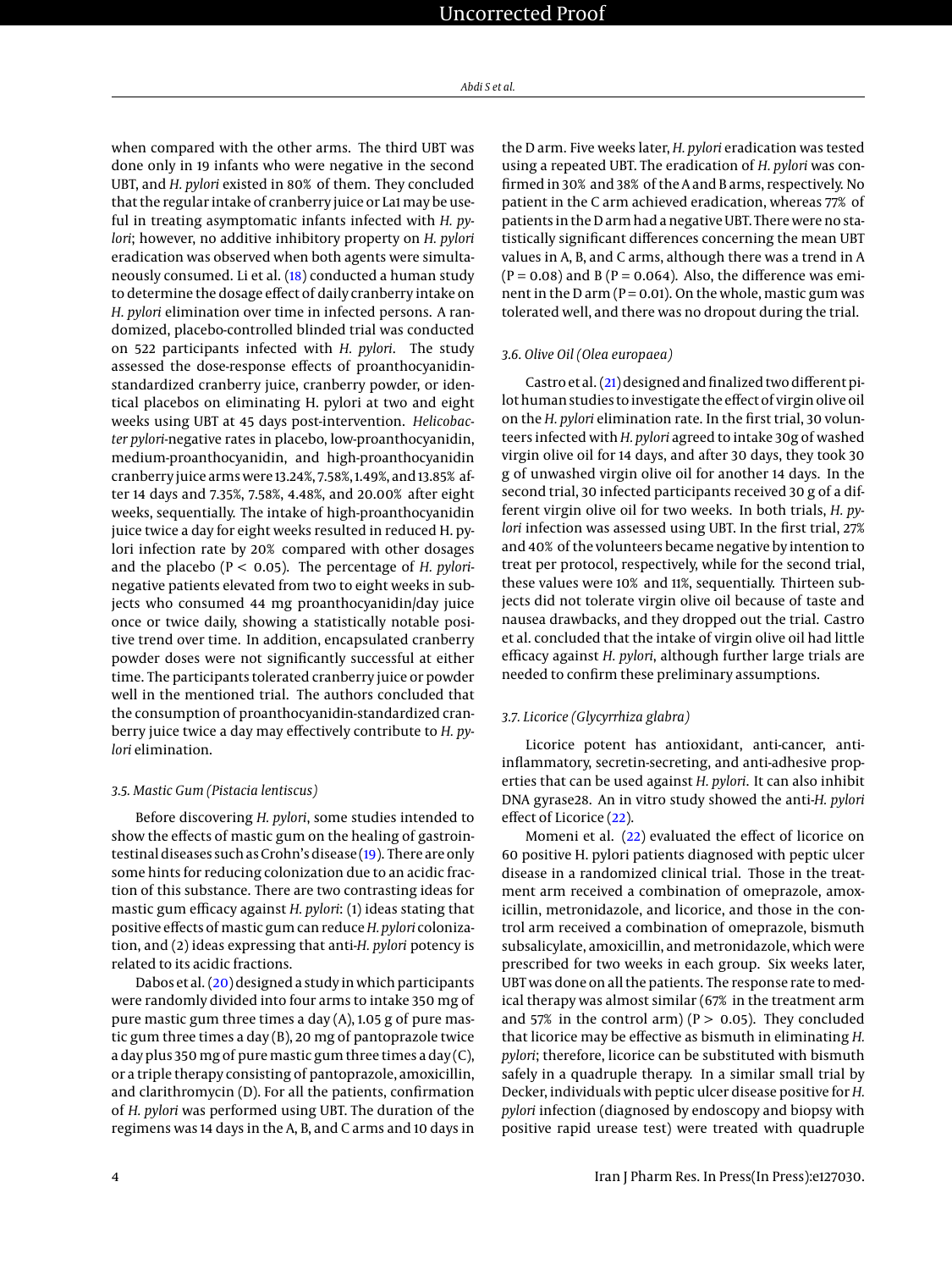when compared with the other arms. The third UBT was done only in 19 infants who were negative in the second UBT, and *H. pylori* existed in 80% of them. They concluded that the regular intake of cranberry juice or La1 may be useful in treating asymptomatic infants infected with *H. pylori*; however, no additive inhibitory property on *H. pylori* eradication was observed when both agents were simultaneously consumed. Li et al. (18) conducted a human study to determine the dosage effect of daily cranberry intake on *H. pylori* elimination over time in infected persons. A randomized, placebo-controlled blinded trial was conducted on 522 participants infected with *H. pylori*. The study assessed the dose-response effects of proanthocyanidin-standardized cranberry juice, cranberry powder, or identical placebos on eliminating H. pylori at two and eight weeks using UBT at 45 days post-intervention. *Helicobacter pylori*-negative rates in placebo, low-proanthocyanidin, medium-proanthocyanidin, and high-proanthocyanidin cranberry juice arms were 13.24%, 7.58%, 1.49%, and 13.85% after 14 days and 7.35%, 7.58%, 4.48%, and 20.00% after eight weeks, sequentially. The intake of high-proanthocyanidin juice twice a day for eight weeks resulted in reduced H. pylori infection rate by 20% compared with other dosages and the placebo ($P < 0.05$). The percentage of *H. pylori*-negative patients elevated from two to eight weeks in subjects who consumed 44 mg proanthocyanidin/day juice once or twice daily, showing a statistically notable positive trend over time. In addition, encapsulated cranberry powder doses were not significantly successful at either time. The participants tolerated cranberry juice or powder well in the mentioned trial. The authors concluded that the consumption of proanthocyanidin-standardized cranberry juice twice a day may effectively contribute to *H. pylori* elimination.

### 3.5. Mastic Gum (*Pistacia lentiscus*)

Before discovering *H. pylori*, some studies intended to show the effects of mastic gum on the healing of gastrointestinal diseases such as Crohn's disease (19). There are only some hints for reducing colonization due to an acidic fraction of this substance. There are two contrasting ideas for mastic gum efficacy against *H. pylori*: (1) ideas stating that positive effects of mastic gum can reduce *H. pylori* colonization, and (2) ideas expressing that anti-*H. pylori* potency is related to its acidic fractions.

Dabos et al. (20) designed a study in which participants were randomly divided into four arms to intake 350 mg of pure mastic gum three times a day (A), 1.05 g of pure mastic gum three times a day (B), 20 mg of pantoprazole twice a day plus 350 mg of pure mastic gum three times a day (C), or a triple therapy consisting of pantoprazole, amoxicillin, and clarithromycin (D). For all the patients, confirmation of *H. pylori* was performed using UBT. The duration of the regimens was 14 days in the A, B, and C arms and 10 days in the D arm. Five weeks later, *H. pylori* eradication was tested using a repeated UBT. The eradication of *H. pylori* was confirmed in 30% and 38% of the A and B arms, respectively. No patient in the C arm achieved eradication, whereas 77% of patients in the D arm had a negative UBT. There were no statistically significant differences concerning the mean UBT values in A, B, and C arms, although there was a trend in A ($P = 0.08$) and B ($P = 0.064$). Also, the difference was eminent in the D arm ($P = 0.01$). On the whole, mastic gum was tolerated well, and there was no dropout during the trial.

### 3.6. Olive Oil (*Olea europaea*)

Castro et al. (21) designed and finalized two different pilot human studies to investigate the effect of virgin olive oil on the *H. pylori* elimination rate. In the first trial, 30 volunteers infected with *H. pylori* agreed to intake 30g of washed virgin olive oil for 14 days, and after 30 days, they took 30 g of unwashed virgin olive oil for another 14 days. In the second trial, 30 infected participants received 30 g of a different virgin olive oil for two weeks. In both trials, *H. pylori* infection was assessed using UBT. In the first trial, 27% and 40% of the volunteers became negative by intention to treat per protocol, respectively, while for the second trial, these values were 10% and 11%, sequentially. Thirteen subjects did not tolerate virgin olive oil because of taste and nausea drawbacks, and they dropped out the trial. Castro et al. concluded that the intake of virgin olive oil had little efficacy against *H. pylori*, although further large trials are needed to confirm these preliminary assumptions.

### 3.7. Licorice (*Glycyrrhiza glabra*)

Licorice potent has antioxidant, anti-cancer, anti-inflammatory, secretin-secreting, and anti-adhesive properties that can be used against *H. pylori*. It can also inhibit DNA gyrase28. An in vitro study showed the anti-*H. pylori* effect of Licorice (22).

Momeni et al. (22) evaluated the effect of licorice on 60 positive H. pylori patients diagnosed with peptic ulcer disease in a randomized clinical trial. Those in the treatment arm received a combination of omeprazole, amoxicillin, metronidazole, and licorice, and those in the control arm received a combination of omeprazole, bismuth subsalicylate, amoxicillin, and metronidazole, which were prescribed for two weeks in each group. Six weeks later, UBT was done on all the patients. The response rate to medical therapy was almost similar (67% in the treatment arm and 57% in the control arm) ($P > 0.05$). They concluded that licorice may be effective as bismuth in eliminating *H. pylori*; therefore, licorice can be substituted with bismuth safely in a quadruple therapy. In a similar small trial by Decker, individuals with peptic ulcer disease positive for *H. pylori* infection (diagnosed by endoscopy and biopsy with positive rapid urease test) were treated with quadruple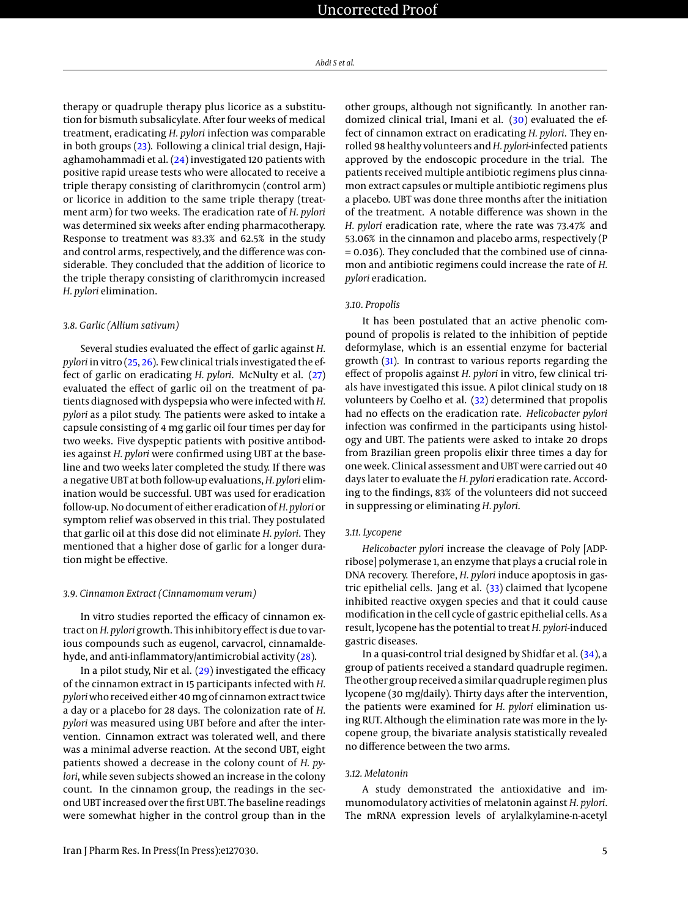therapy or quadruple therapy plus licorice as a substitution for bismuth subsalicylate. After four weeks of medical treatment, eradicating *H. pylori* infection was comparable in both groups (23). Following a clinical trial design, Hajiaghamohammadi et al. (24) investigated 120 patients with positive rapid urease tests who were allocated to receive a triple therapy consisting of clarithromycin (control arm) or licorice in addition to the same triple therapy (treatment arm) for two weeks. The eradication rate of *H. pylori* was determined six weeks after ending pharmacotherapy. Response to treatment was 83.3% and 62.5% in the study and control arms, respectively, and the difference was considerable. They concluded that the addition of licorice to the triple therapy consisting of clarithromycin increased *H. pylori* elimination.

### 3.8. Garlic (*Allium sativum*)

Several studies evaluated the effect of garlic against *H. pylori* in vitro (25, 26). Few clinical trials investigated the effect of garlic on eradicating *H. pylori*. McNulty et al. (27) evaluated the effect of garlic oil on the treatment of patients diagnosed with dyspepsia who were infected with *H. pylori* as a pilot study. The patients were asked to intake a capsule consisting of 4 mg garlic oil four times per day for two weeks. Five dyspeptic patients with positive antibodies against *H. pylori* were confirmed using UBT at the baseline and two weeks later completed the study. If there was a negative UBT at both follow-up evaluations, *H. pylori* elimination would be successful. UBT was used for eradication follow-up. No document of either eradication of *H. pylori* or symptom relief was observed in this trial. They postulated that garlic oil at this dose did not eliminate *H. pylori*. They mentioned that a higher dose of garlic for a longer duration might be effective.

### 3.9. Cinnamon Extract (*Cinnamomum verum*)

In vitro studies reported the efficacy of cinnamon extract on *H. pylori* growth. This inhibitory effect is due to various compounds such as eugenol, carvacrol, cinnamaldehyde, and anti-inflammatory/antimicrobial activity (28).

In a pilot study, Nir et al. (29) investigated the efficacy of the cinnamon extract in 15 participants infected with *H. pylori* who received either 40 mg of cinnamon extract twice a day or a placebo for 28 days. The colonization rate of *H. pylori* was measured using UBT before and after the intervention. Cinnamon extract was tolerated well, and there was a minimal adverse reaction. At the second UBT, eight patients showed a decrease in the colony count of *H. pylori*, while seven subjects showed an increase in the colony count. In the cinnamon group, the readings in the second UBT increased over the first UBT. The baseline readings were somewhat higher in the control group than in the other groups, although not significantly. In another randomized clinical trial, Imani et al. (30) evaluated the effect of cinnamon extract on eradicating *H. pylori*. They enrolled 98 healthy volunteers and *H. pylori*-infected patients approved by the endoscopic procedure in the trial. The patients received multiple antibiotic regimens plus cinnamon extract capsules or multiple antibiotic regimens plus a placebo. UBT was done three months after the initiation of the treatment. A notable difference was shown in the *H. pylori* eradication rate, where the rate was 73.47% and 53.06% in the cinnamon and placebo arms, respectively (P = 0.036). They concluded that the combined use of cinnamon and antibiotic regimens could increase the rate of *H. pylori* eradication.

### 3.10. Propolis

It has been postulated that an active phenolic compound of propolis is related to the inhibition of peptide deformylase, which is an essential enzyme for bacterial growth (31). In contrast to various reports regarding the effect of propolis against *H. pylori* in vitro, few clinical trials have investigated this issue. A pilot clinical study on 18 volunteers by Coelho et al. (32) determined that propolis had no effects on the eradication rate. *Helicobacter pylori* infection was confirmed in the participants using histology and UBT. The patients were asked to intake 20 drops from Brazilian green propolis elixir three times a day for one week. Clinical assessment and UBT were carried out 40 days later to evaluate the *H. pylori* eradication rate. According to the findings, 83% of the volunteers did not succeed in suppressing or eliminating *H. pylori*.

### 3.11. Lycopene

*Helicobacter pylori* increase the cleavage of Poly [ADP-ribose] polymerase 1, an enzyme that plays a crucial role in DNA recovery. Therefore, *H. pylori* induce apoptosis in gastric epithelial cells. Jang et al. (33) claimed that lycopene inhibited reactive oxygen species and that it could cause modification in the cell cycle of gastric epithelial cells. As a result, lycopene has the potential to treat *H. pylori*-induced gastric diseases.

In a quasi-control trial designed by Shidfar et al. (34), a group of patients received a standard quadruple regimen. The other group received a similar quadruple regimen plus lycopene (30 mg/daily). Thirty days after the intervention, the patients were examined for *H. pylori* elimination using RUT. Although the elimination rate was more in the lycopene group, the bivariate analysis statistically revealed no difference between the two arms.

### 3.12. Melatonin

A study demonstrated the antioxidative and immunomodulatory activities of melatonin against *H. pylori*. The mRNA expression levels of arylalkylamine-n-acetyl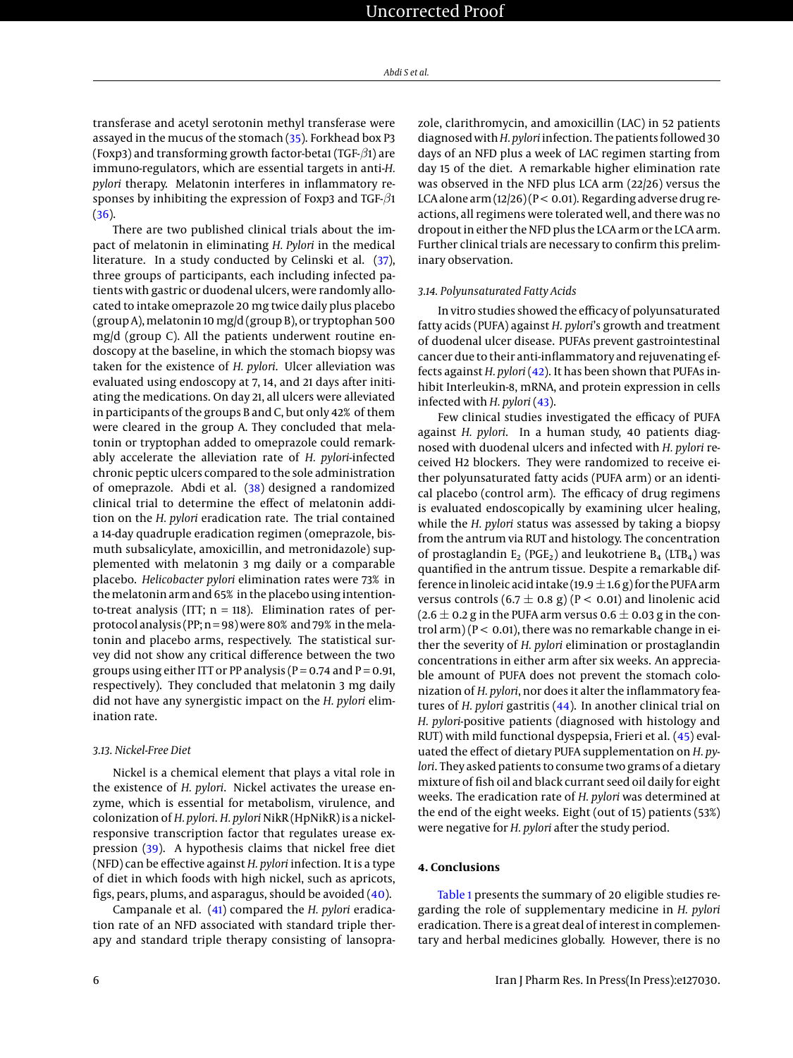transferase and acetyl serotonin methyl transferase were assayed in the mucus of the stomach (35). Forkhead box P3 (Foxp3) and transforming growth factor-beta1 (TGF-$\beta$1) are immuno-regulators, which are essential targets in anti-*H. pylori* therapy. Melatonin interferes in inflammatory responses by inhibiting the expression of Foxp3 and TGF-$\beta$1 (36).

There are two published clinical trials about the impact of melatonin in eliminating *H. Pylori* in the medical literature. In a study conducted by Celinski et al. (37), three groups of participants, each including infected patients with gastric or duodenal ulcers, were randomly allocated to intake omeprazole 20 mg twice daily plus placebo (group A), melatonin 10 mg/d (group B), or tryptophan 500 mg/d (group C). All the patients underwent routine endoscopy at the baseline, in which the stomach biopsy was taken for the existence of *H. pylori*. Ulcer alleviation was evaluated using endoscopy at 7, 14, and 21 days after initiating the medications. On day 21, all ulcers were alleviated in participants of the groups B and C, but only 42% of them were cleared in the group A. They concluded that melatonin or tryptophan added to omeprazole could remarkably accelerate the alleviation rate of *H. pylori*-infected chronic peptic ulcers compared to the sole administration of omeprazole. Abdi et al. (38) designed a randomized clinical trial to determine the effect of melatonin addition on the *H. pylori* eradication rate. The trial contained a 14-day quadruple eradication regimen (omeprazole, bismuth subsalicylate, amoxicillin, and metronidazole) supplemented with melatonin 3 mg daily or a comparable placebo. *Helicobacter pylori* elimination rates were 73% in the melatonin arm and 65% in the placebo using intention-to-treat analysis (ITT; n = 118). Elimination rates of per-protocol analysis (PP; n = 98) were 80% and 79% in the melatonin and placebo arms, respectively. The statistical survey did not show any critical difference between the two groups using either ITT or PP analysis (P = 0.74 and P = 0.91, respectively). They concluded that melatonin 3 mg daily did not have any synergistic impact on the *H. pylori* elimination rate.

### 3.13. Nickel-Free Diet

Nickel is a chemical element that plays a vital role in the existence of *H. pylori*. Nickel activates the urease enzyme, which is essential for metabolism, virulence, and colonization of *H. pylori*. *H. pylori* NikR (HpNikR) is a nickel-responsive transcription factor that regulates urease expression (39). A hypothesis claims that nickel free diet (NFD) can be effective against *H. pylori* infection. It is a type of diet in which foods with high nickel, such as apricots, figs, pears, plums, and asparagus, should be avoided (40).

Campanale et al. (41) compared the *H. pylori* eradication rate of an NFD associated with standard triple therapy and standard triple therapy consisting of lansoprazole, clarithromycin, and amoxicillin (LAC) in 52 patients diagnosed with *H. pylori* infection. The patients followed 30 days of an NFD plus a week of LAC regimen starting from day 15 of the diet. A remarkable higher elimination rate was observed in the NFD plus LCA arm (22/26) versus the LCA alone arm (12/26) (P < 0.01). Regarding adverse drug reactions, all regimens were tolerated well, and there was no dropout in either the NFD plus the LCA arm or the LCA arm. Further clinical trials are necessary to confirm this preliminary observation.

### 3.14. Polyunsaturated Fatty Acids

In vitro studies showed the efficacy of polyunsaturated fatty acids (PUFA) against *H. pylori*'s growth and treatment of duodenal ulcer disease. PUFAs prevent gastrointestinal cancer due to their anti-inflammatory and rejuvenating effects against *H. pylori* (42). It has been shown that PUFAs inhibit Interleukin-8, mRNA, and protein expression in cells infected with *H. pylori* (43).

Few clinical studies investigated the efficacy of PUFA against *H. pylori*. In a human study, 40 patients diagnosed with duodenal ulcers and infected with *H. pylori* received H2 blockers. They were randomized to receive either polyunsaturated fatty acids (PUFA arm) or an identical placebo (control arm). The efficacy of drug regimens is evaluated endoscopically by examining ulcer healing, while the *H. pylori* status was assessed by taking a biopsy from the antrum via RUT and histology. The concentration of prostaglandin $E_2$ ($PGE_2$) and leukotriene $B_4$ ($LTB_4$) was quantified in the antrum tissue. Despite a remarkable difference in linoleic acid intake (19.9 $\pm$ 1.6 g) for the PUFA arm versus controls (6.7 $\pm$ 0.8 g) (P < 0.01) and linolenic acid (2.6 $\pm$ 0.2 g in the PUFA arm versus 0.6 $\pm$ 0.03 g in the control arm) (P < 0.01), there was no remarkable change in either the severity of *H. pylori* elimination or prostaglandin concentrations in either arm after six weeks. An appreciable amount of PUFA does not prevent the stomach colonization of *H. pylori*, nor does it alter the inflammatory features of *H. pylori* gastritis (44). In another clinical trial on *H. pylori*-positive patients (diagnosed with histology and RUT) with mild functional dyspepsia, Frieri et al. (45) evaluated the effect of dietary PUFA supplementation on *H. pylori*. They asked patients to consume two grams of a dietary mixture of fish oil and black currant seed oil daily for eight weeks. The eradication rate of *H. pylori* was determined at the end of the eight weeks. Eight (out of 15) patients (53%) were negative for *H. pylori* after the study period.

## 4. Conclusions

Table 1 presents the summary of 20 eligible studies regarding the role of supplementary medicine in *H. pylori* eradication. There is a great deal of interest in complementary and herbal medicines globally. However, there is no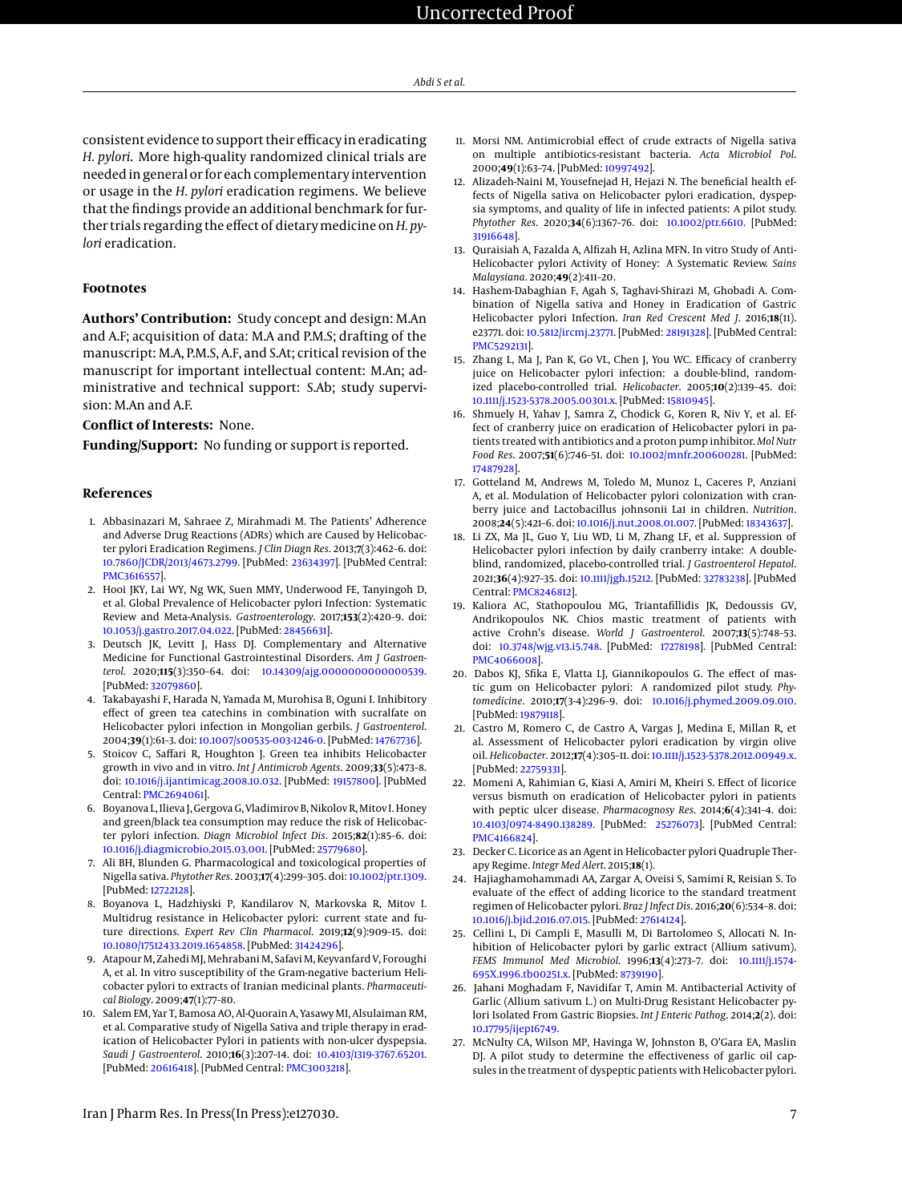consistent evidence to support their efficacy in eradicating *H. pylori*. More high-quality randomized clinical trials are needed in general or for each complementary intervention or usage in the *H. pylori* eradication regimens. We believe that the findings provide an additional benchmark for further trials regarding the effect of dietary medicine on *H. pylori* eradication.

## Footnotes

**Authors' Contribution:** Study concept and design: M.An and A.F; acquisition of data: M.A and P.M.S; drafting of the manuscript: M.A, P.M.S, A.F, and S.At; critical revision of the manuscript for important intellectual content: M.An; administrative and technical support: S.Ab; study supervision: M.An and A.F.

**Conflict of Interests:** None.

**Funding/Support:** No funding or support is reported.

## References

1. Abbasinazari M, Sahraee Z, Mirahmadi M. The Patients' Adherence and Adverse Drug Reactions (ADRs) which are Caused by Helicobacter pylori Eradication Regimens. *J Clin Diagn Res*. 2013;**7**(3):462–6. doi: 10.7860/JCDR/2013/4673.2799. [PubMed: 23634397]. [PubMed Central: PMC3616557].
2. Hooi JKY, Lai WY, Ng WK, Suen MMY, Underwood FE, Tanyingoh D, et al. Global Prevalence of Helicobacter pylori Infection: Systematic Review and Meta-Analysis. *Gastroenterology*. 2017;**153**(2):420–9. doi: 10.1053/j.gastro.2017.04.022. [PubMed: 28456631].
3. Deutsch JK, Levitt J, Hass DJ. Complementary and Alternative Medicine for Functional Gastrointestinal Disorders. *Am J Gastroenterol*. 2020;**115**(3):350–64. doi: 10.14309/ajg.0000000000000539. [PubMed: 32079860].
4. Takabayashi F, Harada N, Yamada M, Murohisa B, Oguni I. Inhibitory effect of green tea catechins in combination with sucralfate on Helicobacter pylori infection in Mongolian gerbils. *J Gastroenterol*. 2004;**39**(1):61–3. doi: 10.1007/s00535-003-1246-0. [PubMed: 14767736].
5. Stoicov C, Saffari R, Houghton J. Green tea inhibits Helicobacter growth in vivo and in vitro. *Int J Antimicrob Agents*. 2009;**33**(5):473–8. doi: 10.1016/j.ijantimicag.2008.10.032. [PubMed: 19157800]. [PubMed Central: PMC2694061].
6. Boyanova L, Ilieva J, Gergova G, Vladimirov B, Nikolov R, Mitov I. Honey and green/black tea consumption may reduce the risk of Helicobacter pylori infection. *Diagn Microbiol Infect Dis*. 2015;**82**(1):85–6. doi: 10.1016/j.diagmicrobio.2015.03.001. [PubMed: 25779680].
7. Ali BH, Blunden G. Pharmacological and toxicological properties of Nigella sativa. *Phytother Res*. 2003;**17**(4):299–305. doi: 10.1002/ptr.1309. [PubMed: 12722128].
8. Boyanova L, Hadzhiyski P, Kandilarov N, Markovska R, Mitov I. Multidrug resistance in Helicobacter pylori: current state and future directions. *Expert Rev Clin Pharmacol*. 2019;**12**(9):909–15. doi: 10.1080/17512433.2019.1654858. [PubMed: 31424296].
9. Atapour M, Zahedi MJ, Mehrabani M, Safavi M, Keyvanfard V, Foroughi A, et al. In vitro susceptibility of the Gram-negative bacterium Helicobacter pylori to extracts of Iranian medicinal plants. *Pharmaceutical Biology*. 2009;**47**(1):77–80.
10. Salem EM, Yar T, Bamosa AO, Al-Quorain A, Yasawy MI, Alsulaiman RM, et al. Comparative study of Nigella Sativa and triple therapy in eradication of Helicobacter Pylori in patients with non-ulcer dyspepsia. *Saudi J Gastroenterol*. 2010;**16**(3):207–14. doi: 10.4103/1319-3767.65201. [PubMed: 20616418]. [PubMed Central: PMC3003218].
11. Morsi NM. Antimicrobial effect of crude extracts of Nigella sativa on multiple antibiotics-resistant bacteria. *Acta Microbiol Pol*. 2000;**49**(1):63–74. [PubMed: 10997492].
12. Alizadeh-Naini M, Yousefnejad H, Hejazi N. The beneficial health effects of Nigella sativa on Helicobacter pylori eradication, dyspepsia symptoms, and quality of life in infected patients: A pilot study. *Phytother Res*. 2020;**34**(6):1367–76. doi: 10.1002/ptr.6610. [PubMed: 31916648].
13. Quraisiah A, Fazalda A, Alfizah H, Azlina MFN. In vitro Study of Anti-Helicobacter pylori Activity of Honey: A Systematic Review. *Sains Malaysiana*. 2020;**49**(2):411–20.
14. Hashem-Dabaghian F, Agah S, Taghavi-Shirazi M, Ghobadi A. Combination of Nigella sativa and Honey in Eradication of Gastric Helicobacter pylori Infection. *Iran Red Crescent Med J*. 2016;**18**(11). e23771. doi: 10.5812/ircmj.23771. [PubMed: 28191328]. [PubMed Central: PMC5292131].
15. Zhang L, Ma J, Pan K, Go VL, Chen J, You WC. Efficacy of cranberry juice on Helicobacter pylori infection: a double-blind, randomized placebo-controlled trial. *Helicobacter*. 2005;**10**(2):139–45. doi: 10.1111/j.1523-5378.2005.00301.x. [PubMed: 15810945].
16. Shmuely H, Yahav J, Samra Z, Chodick G, Koren R, Niv Y, et al. Effect of cranberry juice on eradication of Helicobacter pylori in patients treated with antibiotics and a proton pump inhibitor. *Mol Nutr Food Res*. 2007;**51**(6):746–51. doi: 10.1002/mnfr.200600281. [PubMed: 17487928].
17. Gotteland M, Andrews M, Toledo M, Munoz L, Caceres P, Anziani A, et al. Modulation of Helicobacter pylori colonization with cranberry juice and Lactobacillus johnsonii La1 in children. *Nutrition*. 2008;**24**(5):421–6. doi: 10.1016/j.nut.2008.01.007. [PubMed: 18343637].
18. Li ZX, Ma JL, Guo Y, Liu WD, Li M, Zhang LF, et al. Suppression of Helicobacter pylori infection by daily cranberry intake: A double-blind, randomized, placebo-controlled trial. *J Gastroenterol Hepatol*. 2021;**36**(4):927–35. doi: 10.1111/jgh.15212. [PubMed: 32783238]. [PubMed Central: PMC8246812].
19. Kaliora AC, Stathopoulou MG, Triantafillidis JK, Dedoussis GV, Andrikopoulos NK. Chios mastic treatment of patients with active Crohn's disease. *World J Gastroenterol*. 2007;**13**(5):748–53. doi: 10.3748/wjg.v13.i5.748. [PubMed: 17278198]. [PubMed Central: PMC4066008].
20. Dabos KJ, Sfika E, Vlatta LJ, Giannikopoulos G. The effect of mastic gum on Helicobacter pylori: A randomized pilot study. *Phytomedicine*. 2010;**17**(3-4):296–9. doi: 10.1016/j.phymed.2009.09.010. [PubMed: 19879118].
21. Castro M, Romero C, de Castro A, Vargas J, Medina E, Millan R, et al. Assessment of Helicobacter pylori eradication by virgin olive oil. *Helicobacter*. 2012;**17**(4):305–11. doi: 10.1111/j.1523-5378.2012.00949.x. [PubMed: 22759331].
22. Momeni A, Rahimian G, Kiasi A, Amiri M, Kheiri S. Effect of licorice versus bismuth on eradication of Helicobacter pylori in patients with peptic ulcer disease. *Pharmacognosy Res*. 2014;**6**(4):341–4. doi: 10.4103/0974-8490.138289. [PubMed: 25276073]. [PubMed Central: PMC4166824].
23. Decker C. Licorice as an Agent in Helicobacter pylori Quadruple Therapy Regime. *Integr Med Alert*. 2015;**18**(1).
24. Hajiaghamohammadi AA, Zargar A, Oveisi S, Samimi R, Reisian S. To evaluate of the effect of adding licorice to the standard treatment regimen of Helicobacter pylori. *Braz J Infect Dis*. 2016;**20**(6):534–8. doi: 10.1016/j.bjid.2016.07.015. [PubMed: 27614124].
25. Cellini L, Di Campli E, Masulli M, Di Bartolomeo S, Allocati N. Inhibition of Helicobacter pylori by garlic extract (Allium sativum). *FEMS Immunol Med Microbiol*. 1996;**13**(4):273–7. doi: 10.1111/j.1574-695X.1996.tb00251.x. [PubMed: 8739190].
26. Jahani Moghadam F, Navidifar T, Amin M. Antibacterial Activity of Garlic (Allium sativum L.) on Multi-Drug Resistant Helicobacter pylori Isolated From Gastric Biopsies. *Int J Enteric Pathog*. 2014;**2**(2). doi: 10.17795/ijep16749.
27. McNulty CA, Wilson MP, Havinga W, Johnston B, O'Gara EA, Maslin DJ. A pilot study to determine the effectiveness of garlic oil capsules in the treatment of dyspeptic patients with Helicobacter pylori.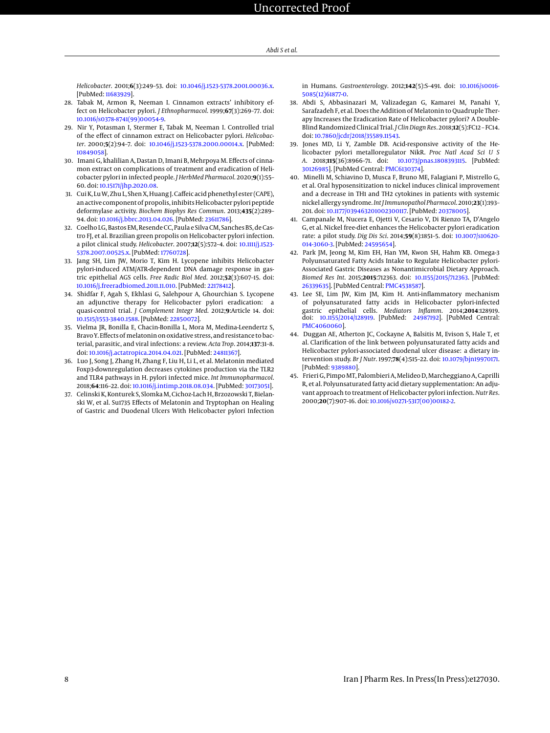*Helicobacter*. 2001;**6**(3):249–53. doi: 10.1046/j.1523-5378.2001.00036.x. [PubMed: 11683929].

28. Tabak M, Armon R, Neeman I. Cinnamon extracts' inhibitory effect on Helicobacter pylori. *J Ethnopharmacol*. 1999;**67**(3):269–77. doi: 10.1016/s0378-8741(99)00054-9.
29. Nir Y, Potasman I, Stermer E, Tabak M, Neeman I. Controlled trial of the effect of cinnamon extract on Helicobacter pylori. *Helicobacter*. 2000;**5**(2):94–7. doi: 10.1046/j.1523-5378.2000.00014.x. [PubMed: 10849058].
30. Imani G, khalilian A, Dastan D, Imani B, Mehrpoya M. Effects of cinnamon extract on complications of treatment and eradication of Helicobacter pylori in infected people. *J HerbMed Pharmacol*. 2020;**9**(1):55–60. doi: 10.15171/jhp.2020.08.
31. Cui K, Lu W, Zhu L, Shen X, Huang J. Caffeic acid phenethyl ester (CAPE), an active component of propolis, inhibits Helicobacter pylori peptide deformylase activity. *Biochem Biophys Res Commun*. 2013;**435**(2):289–94. doi: 10.1016/j.bbrc.2013.04.026. [PubMed: 23611786].
32. Coelho LG, Bastos EM, Resende CC, Paula e Silva CM, Sanches BS, de Castro FJ, et al. Brazilian green propolis on Helicobacter pylori infection. a pilot clinical study. *Helicobacter*. 2007;**12**(5):572–4. doi: 10.1111/j.1523-5378.2007.00525.x. [PubMed: 17760728].
33. Jang SH, Lim JW, Morio T, Kim H. Lycopene inhibits Helicobacter pylori-induced ATM/ATR-dependent DNA damage response in gastric epithelial AGS cells. *Free Radic Biol Med*. 2012;**52**(3):607–15. doi: 10.1016/j.freeradbiomed.2011.11.010. [PubMed: 22178412].
34. Shidfar F, Agah S, Ekhlasi G, Salehpour A, Ghourchian S. Lycopene an adjunctive therapy for Helicobacter pylori eradication: a quasi-control trial. *J Complement Integr Med*. 2012;**9**:Article 14. doi: 10.1515/1553-3840.1588. [PubMed: 22850072].
35. Vielma JR, Bonilla E, Chacin-Bonilla L, Mora M, Medina-Leendertz S, Bravo Y. Effects of melatonin on oxidative stress, and resistance to bacterial, parasitic, and viral infections: a review. *Acta Trop*. 2014;**137**:31–8. doi: 10.1016/j.actatropica.2014.04.021. [PubMed: 24811367].
36. Luo J, Song J, Zhang H, Zhang F, Liu H, Li L, et al. Melatonin mediated Foxp3-downregulation decreases cytokines production via the TLR2 and TLR4 pathways in H. pylori infected mice. *Int Immunopharmacol*. 2018;**64**:116–22. doi: 10.1016/j.intimp.2018.08.034. [PubMed: 30173051].
37. Celinski K, Konturek S, Slomka M, Cichoz-Lach H, Brzozowski T, Bielanski W, et al. Su1735 Effects of Melatonin and Tryptophan on Healing of Gastric and Duodenal Ulcers With Helicobacter pylori Infection in Humans. *Gastroenterology*. 2012;**142**(5):S–491. doi: 10.1016/s0016-5085(12)61877-0.
38. Abdi S, Abbasinazari M, Valizadegan G, Kamarei M, Panahi Y, Sarafzadeh F, et al. Does the Addition of Melatonin to Quadruple Therapy Increases the Eradication Rate of Helicobacter pylori? A Double-Blind Randomized Clinical Trial. *J Clin Diagn Res*. 2018;**12**(5):FC12 – FC14. doi: 10.7860/jcdr/2018/35589.11543.
39. Jones MD, Li Y, Zamble DB. Acid-responsive activity of the Helicobacter pylori metalloregulator NikR. *Proc Natl Acad Sci U S A*. 2018;**115**(36):8966–71. doi: 10.1073/pnas.1808393115. [PubMed: 30126985]. [PubMed Central: PMC6130374].
40. Minelli M, Schiavino D, Musca F, Bruno ME, Falagiani P, Mistrello G, et al. Oral hyposensitization to nickel induces clinical improvement and a decrease in TH1 and TH2 cytokines in patients with systemic nickel allergy syndrome. *Int J Immunopathol Pharmacol*. 2010;**23**(1):193–201. doi: 10.1177/039463201002300117. [PubMed: 20378005].
41. Campanale M, Nucera E, Ojetti V, Cesario V, Di Rienzo TA, D'Angelo G, et al. Nickel free-diet enhances the Helicobacter pylori eradication rate: a pilot study. *Dig Dis Sci*. 2014;**59**(8):1851–5. doi: 10.1007/s10620-014-3060-3. [PubMed: 24595654].
42. Park JM, Jeong M, Kim EH, Han YM, Kwon SH, Hahm KB. Omega-3 Polyunsaturated Fatty Acids Intake to Regulate Helicobacter pylori-Associated Gastric Diseases as Nonantimicrobial Dietary Approach. *Biomed Res Int*. 2015;**2015**:712363. doi: 10.1155/2015/712363. [PubMed: 26339635]. [PubMed Central: PMC4538587].
43. Lee SE, Lim JW, Kim JM, Kim H. Anti-inflammatory mechanism of polyunsaturated fatty acids in Helicobacter pylori-infected gastric epithelial cells. *Mediators Inflamm*. 2014;**2014**:128919. doi: 10.1155/2014/128919. [PubMed: 24987192]. [PubMed Central: PMC4060060].
44. Duggan AE, Atherton JC, Cockayne A, Balsitis M, Evison S, Hale T, et al. Clarification of the link between polyunsaturated fatty acids and Helicobacter pylori-associated duodenal ulcer disease: a dietary intervention study. *Br J Nutr*. 1997;**78**(4):515–22. doi: 10.1079/bjn19970171. [PubMed: 9389880].
45. Frieri G, Pimpo MT, Palombieri A, Melideo D, Marcheggiano A, Caprilli R, et al. Polyunsaturated fatty acid dietary supplementation: An adjuvant approach to treatment of Helicobacter pylori infection. *Nutr Res*. 2000;**20**(7):907–16. doi: 10.1016/s0271-5317(00)00182-2.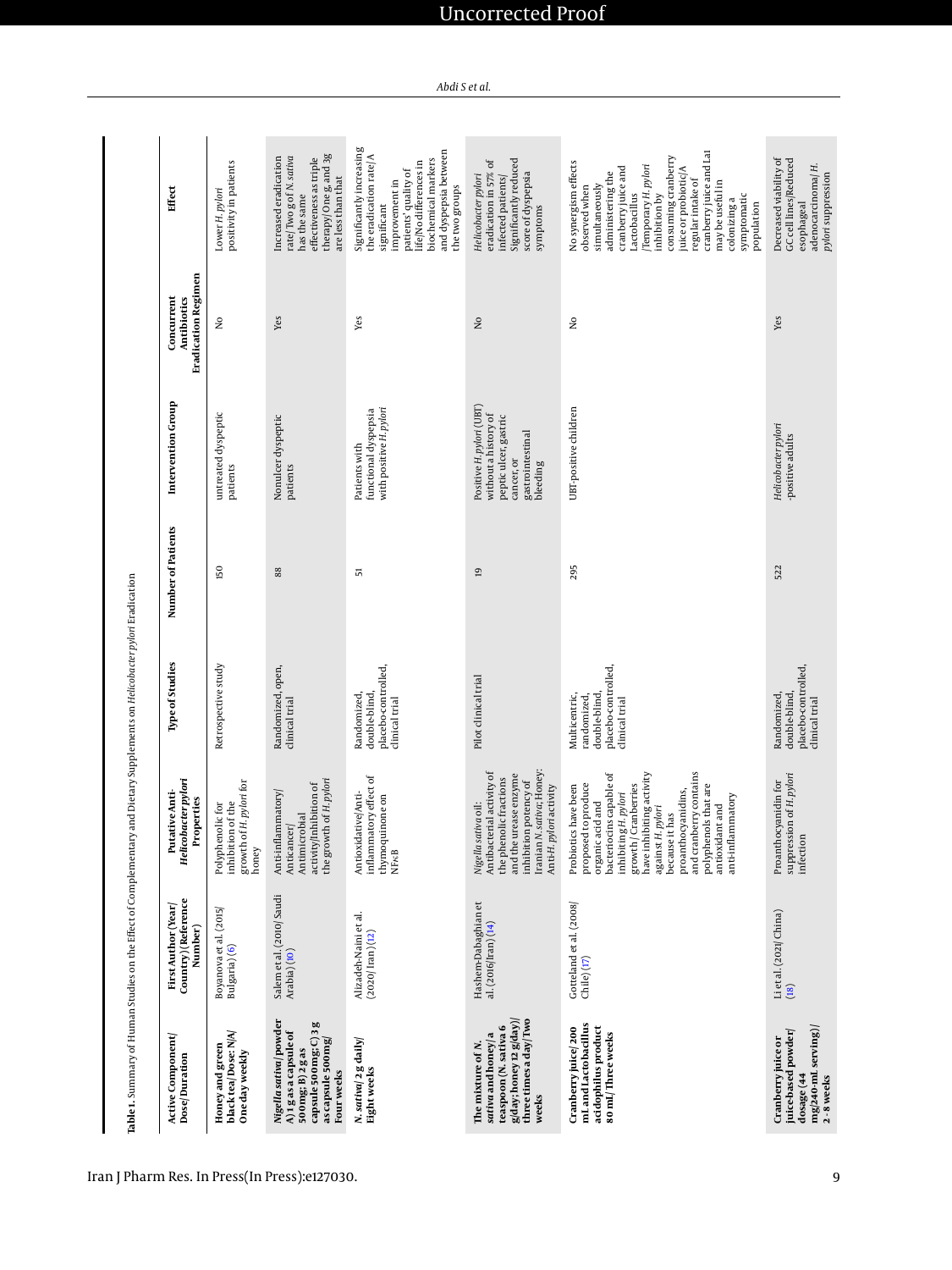Table 1. Summary of Human Studies on the Effect of Complementary and Dietary Supplements on *Helicobacter pylori* Eradication

| Active Component/ Dose/Duration | First Author (Year/ Country) (Reference Number) | Putative Anti-*Helicobacter pylori* Properties | Type of Studies | Number of Patients | Intervention Group | Concurrent Antibiotics Eradication Regimen | Effect |
|---|---|---|---|---|---|---|---|
| **Honey and green black tea/Dose: N/A/ One day weekly** | Boyanova et al. (2015/ Bulgaria) (6) | Polyphenolic for inhibition of the growth of *H. pylori* for honey | Retrospective study | 150 | untreated dyspeptic patients | No | Lower *H. pylori* positivity in patients |
| ***Nigella sativa*/powder A) 1 g as a capsule of 500mg; B) 2 g as capsule 500mg; C) 3 g as capsule 500mg/ Four weeks** | Salem et al. (2010/ Saudi Arabia) (10) | Anti-inflammatory/ Anticancer/ Antimicrobial activity/Inhibition of the growth of *H. pylori* | Randomized, open, clinical trial | 88 | Nonulcer dyspeptic patients | Yes | Increased eradication rate/Two g of *N. sativa* has the same effectiveness as triple therapy/One g, and 3g are less than that |
| ***N. sativa*/2 g daily/ Eight weeks** | Alizadeh-Naini et al. (2020/ Iran) (12) | Antioxidative/Anti-inflammatory effect of thymoquinone on NFκB | Randomized, double-blind, placebo-controlled, clinical trial | 51 | Patients with functional dyspepsia with positive *H. pylori* | Yes | Significantly increasing the eradication rate/A significant improvement in patients' quality of life/No differences in biochemical markers and dyspepsia between the two groups |
| **The mixture of *N. sativa* and honey/a teaspoon (N. sativa 6 g/day; honey 12 g/day)/ three times a day/Two weeks** | Hashem-Dabaghian et al. (2016/Iran) (14) | *Nigella sativa* oil: Antibacterial activity of the phenolic fractions and the urease enzyme inhibition potency of Iranian *N. sativa*; Honey: Anti-*H. pylori* activity | Pilot clinical trial | 19 | Positive *H. pylori* (UBT) without a history of peptic ulcer, gastric cancer, or gastrointestinal bleeding | No | *Helicobacter pylori* eradication in 57% of infected patients/ Significantly reduced score of dyspepsia symptoms |
| **Cranberry juice/ 200 mL and Lactobacillus acidophilus product 80 mL/ Three weeks** | Gotteland et al. (2008/ Chile) (17) | Probiotics have been proposed to produce organic acid and bacteriocins capable of inhibiting *H. pylori* growth / Cranberries have inhibiting activity against *H. pylori* because it has proanthocyanidins, and cranberry contains polyphenols that are antioxidant and anti-inflammatory | Multicentric, randomized, double-blind, placebo-controlled, clinical trial | 295 | UBT-positive children | No | No synergism effects observed when simultaneously administering the cranberry juice and Lactobacillus /Temporary *H. pylori* inhibition by consuming cranberry juice or probiotic/A regular intake of cranberry juice and La1 may be useful in colonizing a symptomatic population |
| **Cranberry juice or juice-based powder/ dosage (44 mg/240-mL serving)/ 2 - 8 weeks** | Li et al. (2021/ China) (18) | Proanthocyanidin for suppression of *H. pylori* infection | Randomized, double-blind, placebo-controlled, clinical trial | 522 | *Helicobacter pylori*-positive adults | Yes | Decreased viability of GC cell lines/Reduced esophageal adenocarcinoma/ *H. pylori* suppression |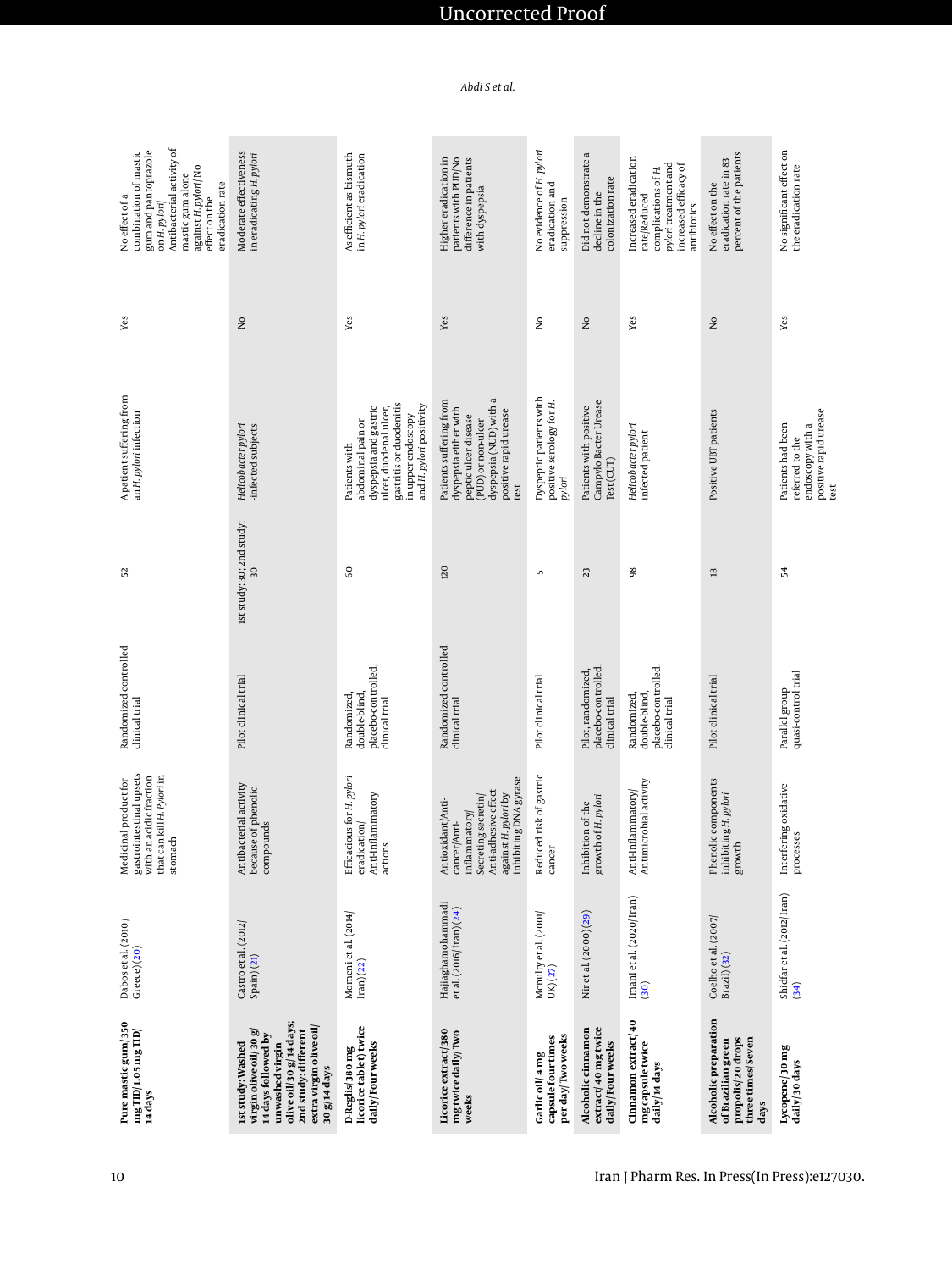| Pure mastic gum/350 mg TID/1.05 mg TID/ 14 days | Dabos et al. (2010/ Greece) (20) | Medicinal product for gastrointestinal upsets with an acidic fraction that can kill H. Pylori in stomach | Randomized controlled clinical trial | 52 | A patient suffering from an *H. pylori* infection | Yes | No effect of a combination of mastic gum and pantoprazole on *H. pylori*/ Antibacterial activity of mastic gum alone against *H. pylori*/ No effect on the eradication rate |
|---|---|---|---|---|---|---|---|
| 1st study: Washed virgin olive oil/ 30 g/ 14 days followed by unwashed virgin olive oil/ 30 g/ 14 days; 2nd study: different extra virgin olive oil/ 30 g/ 14 days | Castro et al. (2012/ Spain) (21) | Antibacterial activity because of phenolic compounds | Pilot clinical trial | 1st study: 30; 2nd study: 30 | *Helicobacter pylori* -infected subjects | No | Moderate effectiveness in eradicating *H. pylori* |
| D-Reglis/ 380 mg licorice tablet) twice daily/ Four weeks | Momeni et al. (2014/ Iran) (22) | Efficacious for *H. pylori* eradication/ Anti-inflammatory actions | Randomized, double-blind, placebo-controlled, clinical trial | 60 | Patients with abdominal pain or dyspepsia and gastric ulcer, duodenal ulcer, gastritis or duodenitis in upper endoscopy and *H. pylori* positivity | Yes | As efficient as bismuth in *H. pylori* eradication |
| Licorice extract/ 380 mg twice daily/ Two weeks | Hajiaghamohammadi et al. (2016/ Iran) (24) | Antioxidant/ Anti-cancer/ Anti-inflammatory/ Secreting secretin/ Anti-adhesive effect against *H. pylori* by inhibiting DNA gyrase | Randomized controlled clinical trial | 120 | Patients suffering from dyspepsia either with peptic ulcer disease (PUD) or non-ulcer dyspepsia (NUD) with a positive rapid urease test | Yes | Higher eradication in patients with PUD/ No difference in patients with dyspepsia |
| Garlic oil/ 4 mg capsule four times per day/ Two weeks | Mcnulty et al. (2001/ UK) (27) | Reduced risk of gastric cancer | Pilot clinical trial | 5 | Dyspeptic patients with positive serology for *H. pylori* | No | No evidence of *H. pylori* eradication and suppression |
| Alcoholic cinnamon extract/ 40 mg twice daily/ Four weeks | Nir et al. (2000) (29) | Inhibition of the growth of *H. pylori* | Pilot, randomized, placebo-controlled, clinical trial | 23 | Patients with positive Campylo Bacter Urease Test (CUT) | No | Did not demonstrate a decline in the colonization rate |
| Cinnamon extract/ 40 mg capsule twice daily/ 14 days | Imani et al. (2020/ Iran) (30) | Anti-inflammatory/ Antimicrobial activity | Randomized, double-blind, placebo-controlled, clinical trial | 98 | *Helicobacter pylori* infected patient | Yes | Increased eradication rate/ Reduced complications of *H. pylori* treatment and increased efficacy of antibiotics |
| Alcoholic preparation of Brazilian green propolis/ 20 drops three times/ Seven days | Coelho et al. (2007/ Brazil) (32) | Phenolic components inhibiting *H. pylori* growth | Pilot clinical trial | 18 | Positive UBT patients | No | No effect on the eradication rate in 83 percent of the patients |
| Lycopene/ 30 mg daily/ 30 days | Shidfar et al. (2012/ Iran) (34) | Interfering oxidative processes | Parallel group quasi-control trial | 54 | Patients had been referred to the endoscopy with a positive rapid urease test | Yes | No significant effect on the eradication rate |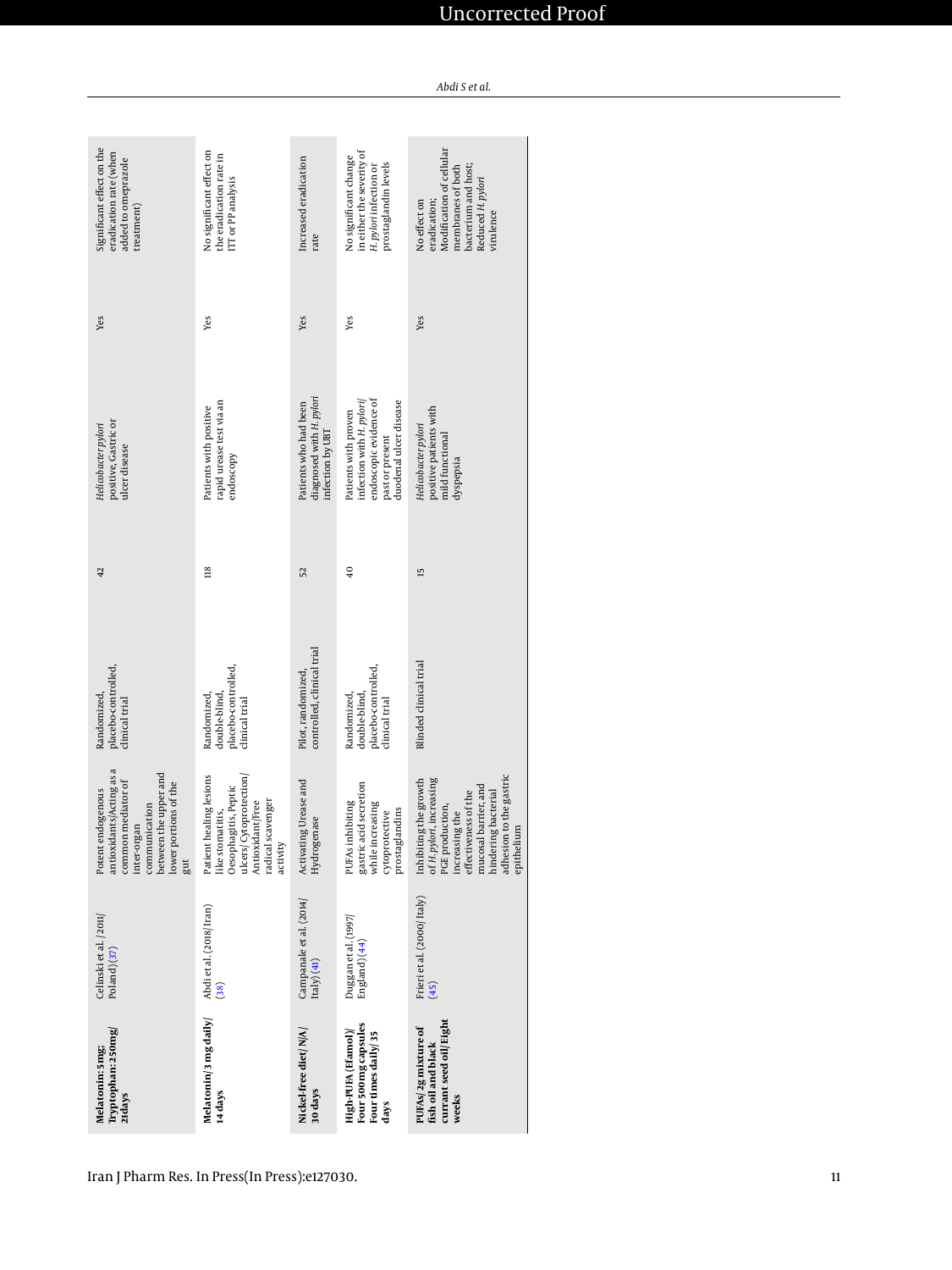| | | | | | | | |
|---|---|---|---|---|---|---|---|
| **Melatonin: 5mg; Tryptophan: 250mg/ 21days** | Celinski et al. (2011/ Poland) (37) | Potent endogenous antioxidants/Acting as a common mediator of inter-organ communication between the upper and lower portions of the gut | Randomized, placebo-controlled, clinical trial | 42 | *Helicobacter pylori* positive, Gastric or ulcer disease | Yes | Significant effect on the eradication rate (when added to omeprazole treatment) |
| **Melatonin/3 mg daily/ 14 days** | Abdi et al. (2018/Iran) (38) | Patient healing lesions like stomatitis, Oesophagitis, Peptic ulcers/ Cytoprotection/ Antioxidant/Free radical scavenger activity | Randomized, double-blind, placebo-controlled, clinical trial | 118 | Patients with positive rapid urease test via an endoscopy | Yes | No significant effect on the eradication rate in ITT or PP analysis |
| **Nickel-free diet/ N/A/ 30 days** | Campanale et al. (2014/ Italy) (41) | Activating Urease and Hydrogenase | Pilot, randomized, controlled, clinical trial | 52 | Patients who had been diagnosed with *H. pylori* infection by UBT | Yes | Increased eradication rate |
| **High-PUFA (Efamol)/ Four 500mg capsules Four times daily/ 35 days** | Duggan et al. (1997/ England) (44) | PUFAs inhibiting gastric acid secretion while increasing cytoprotective prostaglandins | Randomized, double-blind, placebo-controlled, clinical trial | 40 | Patients with proven infection with *H. pylori*/ endoscopic evidence of past or present duodenal ulcer disease | Yes | No significant change in either the severity of *H. pylori* infection or prostaglandin levels |
| **PUFAs/ 2g mixture of fish oil and black currant seed oil/ Eight weeks** | Frieri et al. (2000/ Italy) (45) | Inhibiting the growth of *H. pylori*, increasing PGE production, increasing the effectiveness of the mucosal barrier, and hindering bacterial adhesion to the gastric epithelium | Blinded clinical trial | 15 | *Helicobacter pylori* positive patients with mild functional dyspepsia | Yes | No effect on eradication; Modification of cellular membranes of both bacterium and host; Reduced *H. pylori* virulence |